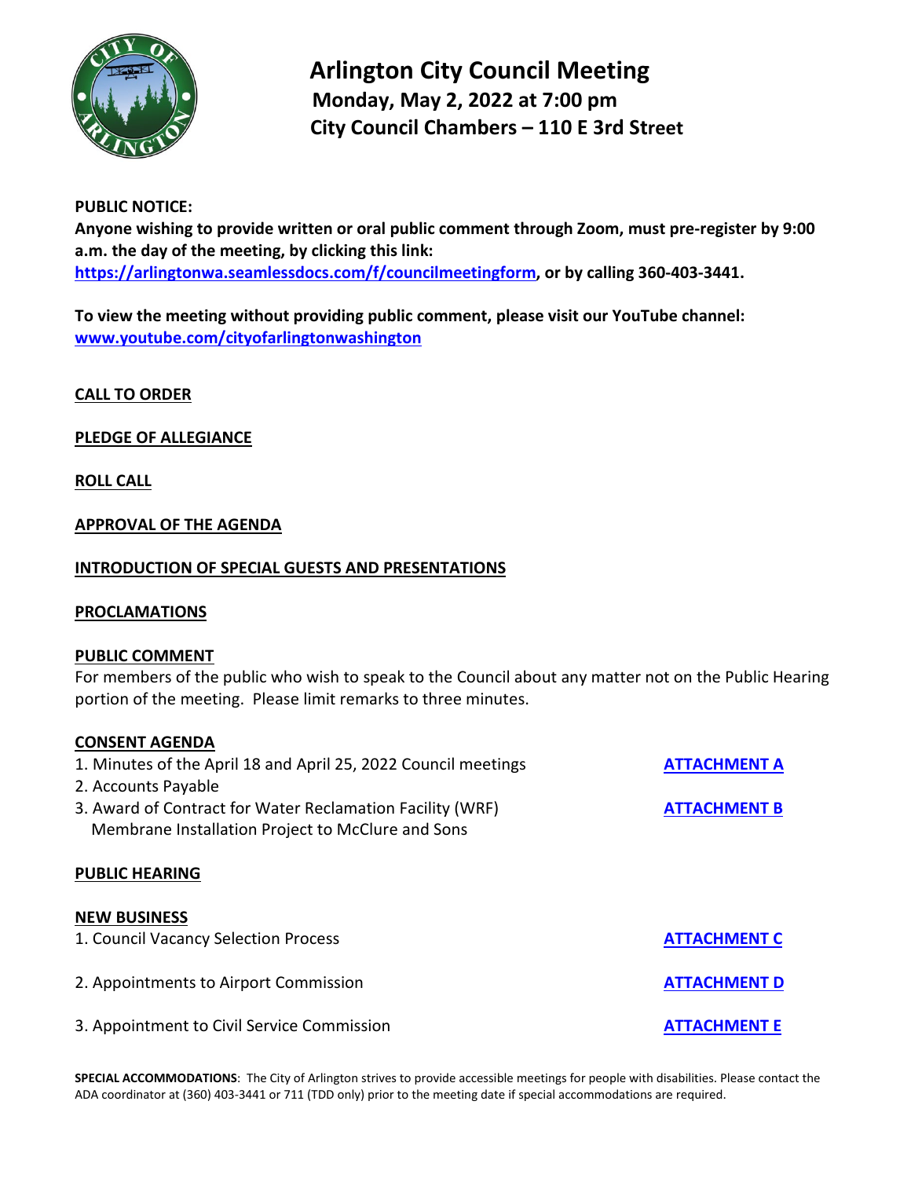# Arlington City Council Meeting

## Monday, May 2, 2022 at 7:00 pm

## City Council Chambers – 110 E 3rd Street

**PUBLIC NOTICE:**
**Anyone wishing to provide written or oral public comment through Zoom, must pre-register by 9:00 a.m. the day of the meeting, by clicking this link: https://arlingtonwa.seamlessdocs.com/f/councilmeetingform, or by calling 360-403-3441.**

**To view the meeting without providing public comment, please visit our YouTube channel: www.youtube.com/cityofarlingtonwashington**

**CALL TO ORDER**

**PLEDGE OF ALLEGIANCE**

**ROLL CALL**

**APPROVAL OF THE AGENDA**

**INTRODUCTION OF SPECIAL GUESTS AND PRESENTATIONS**

**PROCLAMATIONS**

**PUBLIC COMMENT**
For members of the public who wish to speak to the Council about any matter not on the Public Hearing portion of the meeting. Please limit remarks to three minutes.

**CONSENT AGENDA**

1. Minutes of the April 18 and April 25, 2022 Council meetings — **ATTACHMENT A**
2. Accounts Payable
3. Award of Contract for Water Reclamation Facility (WRF) Membrane Installation Project to McClure and Sons — **ATTACHMENT B**

**PUBLIC HEARING**

**NEW BUSINESS**

1. Council Vacancy Selection Process — **ATTACHMENT C**
2. Appointments to Airport Commission — **ATTACHMENT D**
3. Appointment to Civil Service Commission — **ATTACHMENT E**

**SPECIAL ACCOMMODATIONS**: The City of Arlington strives to provide accessible meetings for people with disabilities. Please contact the ADA coordinator at (360) 403-3441 or 711 (TDD only) prior to the meeting date if special accommodations are required.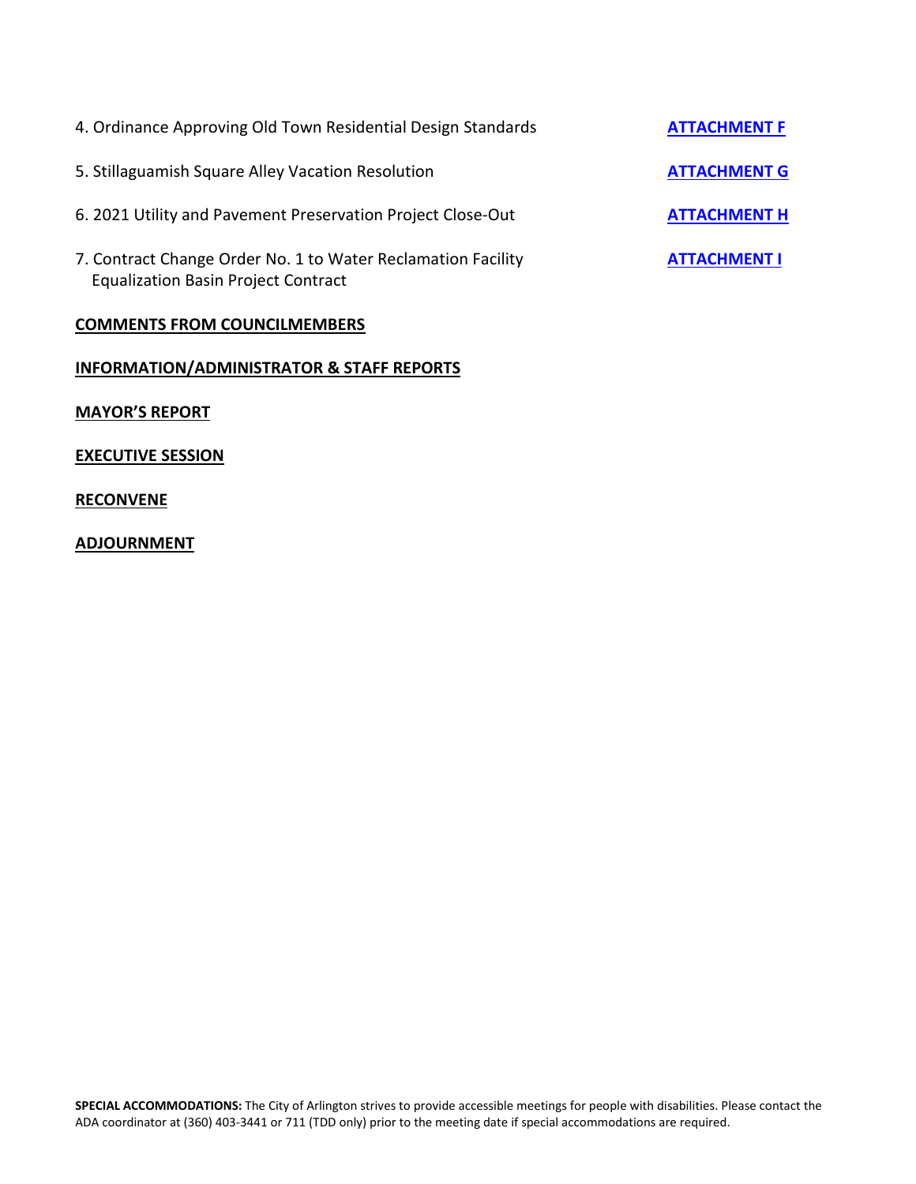4. Ordinance Approving Old Town Residential Design Standards **ATTACHMENT F**

5. Stillaguamish Square Alley Vacation Resolution **ATTACHMENT G**

6. 2021 Utility and Pavement Preservation Project Close-Out **ATTACHMENT H**

7. Contract Change Order No. 1 to Water Reclamation Facility Equalization Basin Project Contract **ATTACHMENT I**

**COMMENTS FROM COUNCILMEMBERS**

**INFORMATION/ADMINISTRATOR & STAFF REPORTS**

**MAYOR'S REPORT**

**EXECUTIVE SESSION**

**RECONVENE**

**ADJOURNMENT**

**SPECIAL ACCOMMODATIONS:** The City of Arlington strives to provide accessible meetings for people with disabilities. Please contact the ADA coordinator at (360) 403-3441 or 711 (TDD only) prior to the meeting date if special accommodations are required.